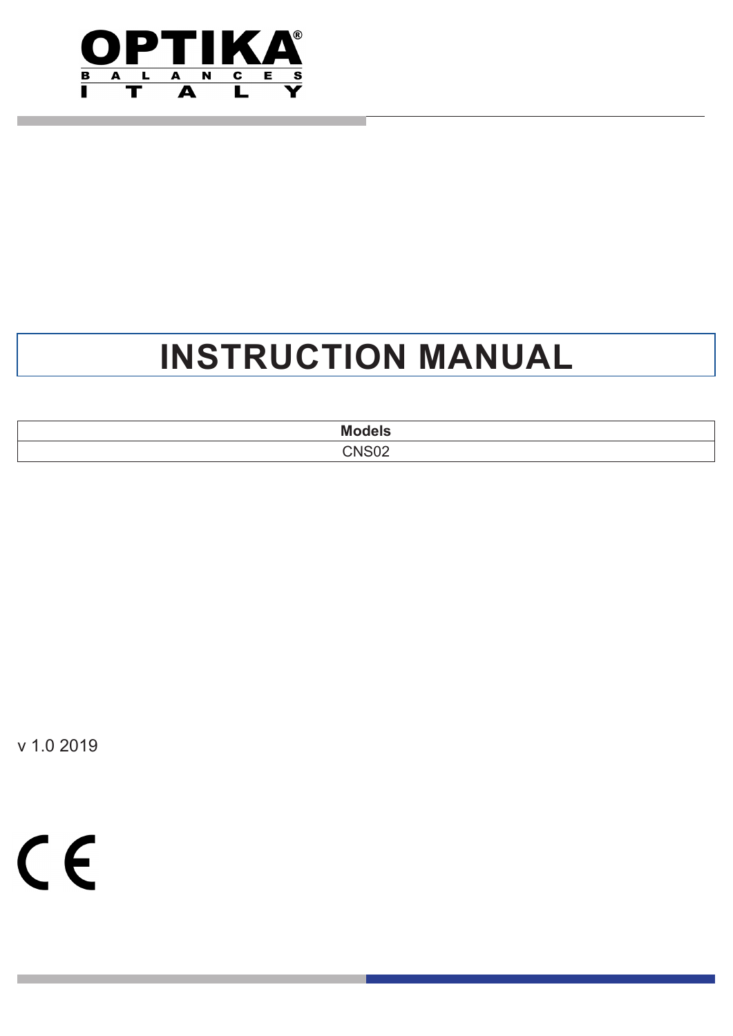OPTIKA®

BALANCES

ITALY

# INSTRUCTION MANUAL

| Models |
| --- |
| CNS02 |

v 1.0 2019

CE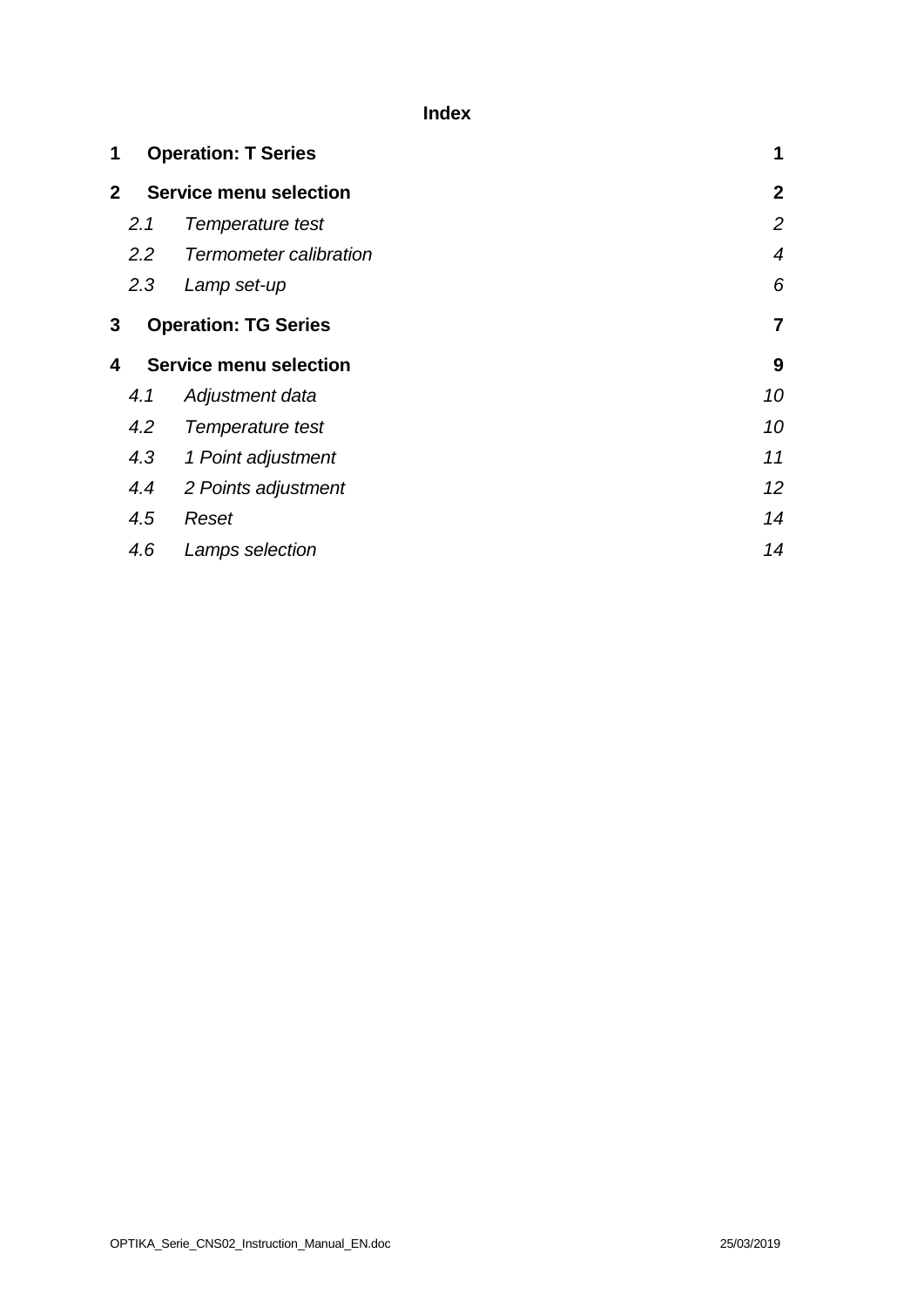**Index**

| | | |
|---|---|---|
| **1** | **Operation: T Series** | **1** |
| **2** | **Service menu selection** | **2** |
| *2.1* | *Temperature test* | *2* |
| *2.2* | *Termometer calibration* | *4* |
| *2.3* | *Lamp set-up* | *6* |
| **3** | **Operation: TG Series** | **7** |
| **4** | **Service menu selection** | **9** |
| *4.1* | *Adjustment data* | *10* |
| *4.2* | *Temperature test* | *10* |
| *4.3* | *1 Point adjustment* | *11* |
| *4.4* | *2 Points adjustment* | *12* |
| *4.5* | *Reset* | *14* |
| *4.6* | *Lamps selection* | *14* |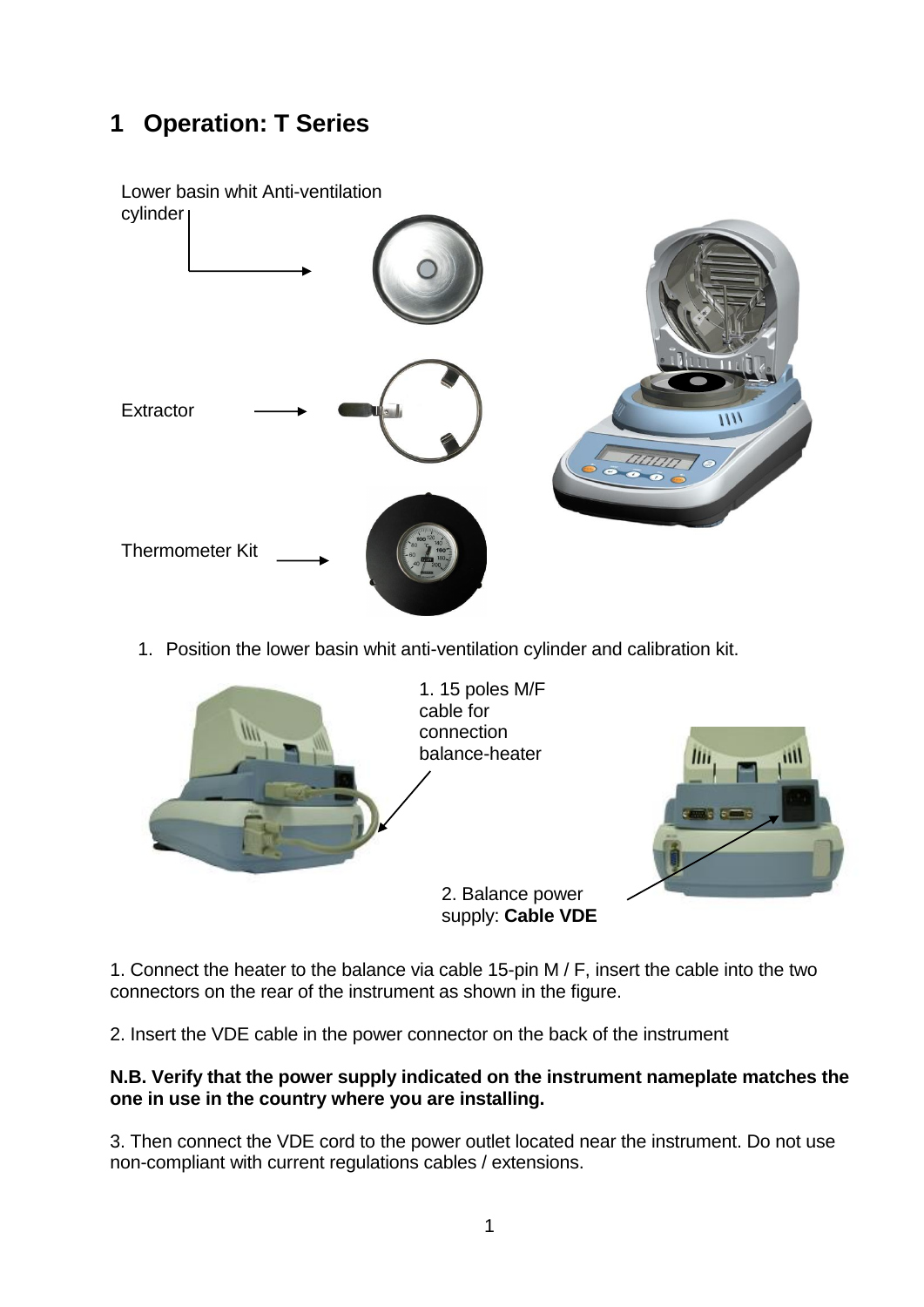# 1 Operation: T Series

Lower basin whit Anti-ventilation cylinder

Extractor

Thermometer Kit

1. Position the lower basin whit anti-ventilation cylinder and calibration kit.

1. 15 poles M/F cable for connection balance-heater

2. Balance power supply: **Cable VDE**

1. Connect the heater to the balance via cable 15-pin M / F, insert the cable into the two connectors on the rear of the instrument as shown in the figure.

2. Insert the VDE cable in the power connector on the back of the instrument

**N.B. Verify that the power supply indicated on the instrument nameplate matches the one in use in the country where you are installing.**

3. Then connect the VDE cord to the power outlet located near the instrument. Do not use non-compliant with current regulations cables / extensions.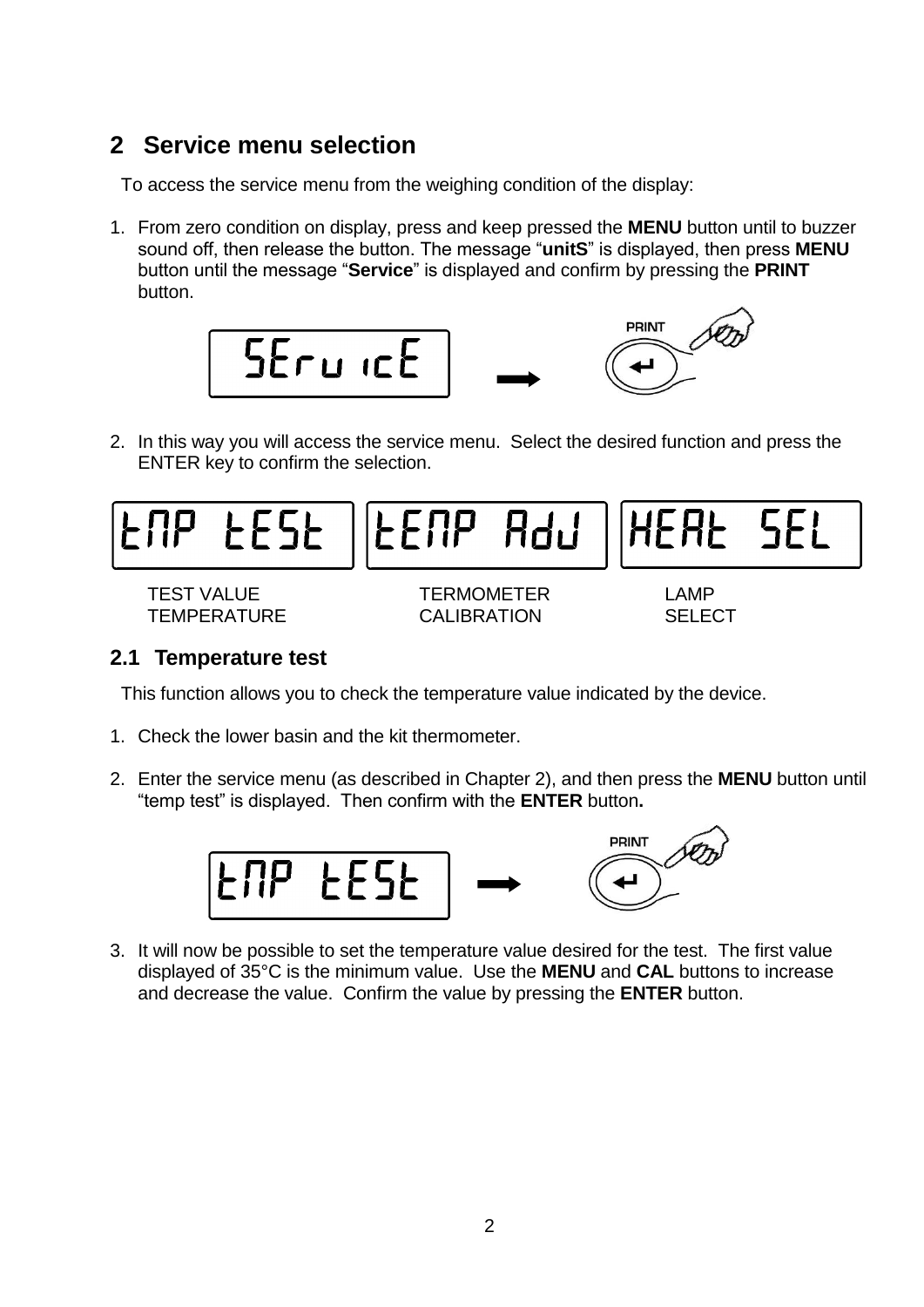## 2 Service menu selection

To access the service menu from the weighing condition of the display:

1. From zero condition on display, press and keep pressed the **MENU** button until to buzzer sound off, then release the button. The message "**unitS**" is displayed, then press **MENU** button until the message "**Service**" is displayed and confirm by pressing the **PRINT** button.

2. In this way you will access the service menu. Select the desired function and press the ENTER key to confirm the selection.

| TEST VALUE TEMPERATURE | TERMOMETER CALIBRATION | LAMP SELECT |
|---|---|---|

### 2.1 Temperature test

This function allows you to check the temperature value indicated by the device.

1. Check the lower basin and the kit thermometer.

2. Enter the service menu (as described in Chapter 2), and then press the **MENU** button until "temp test" is displayed. Then confirm with the **ENTER** button**.**

3. It will now be possible to set the temperature value desired for the test. The first value displayed of 35°C is the minimum value. Use the **MENU** and **CAL** buttons to increase and decrease the value. Confirm the value by pressing the **ENTER** button.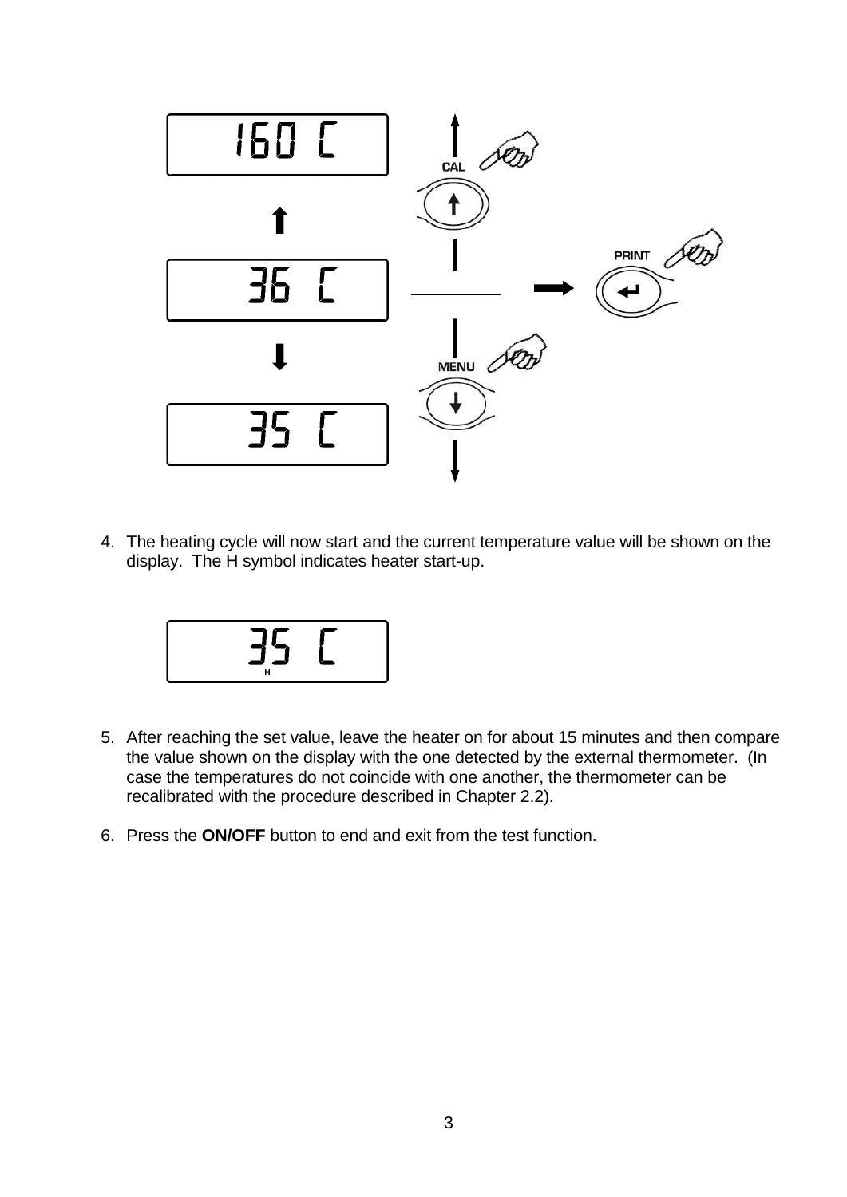160 C

CAL

36 C

PRINT

MENU

35 C

4. The heating cycle will now start and the current temperature value will be shown on the display. The H symbol indicates heater start-up.

35 C
H

5. After reaching the set value, leave the heater on for about 15 minutes and then compare the value shown on the display with the one detected by the external thermometer. (In case the temperatures do not coincide with one another, the thermometer can be recalibrated with the procedure described in Chapter 2.2).

6. Press the **ON/OFF** button to end and exit from the test function.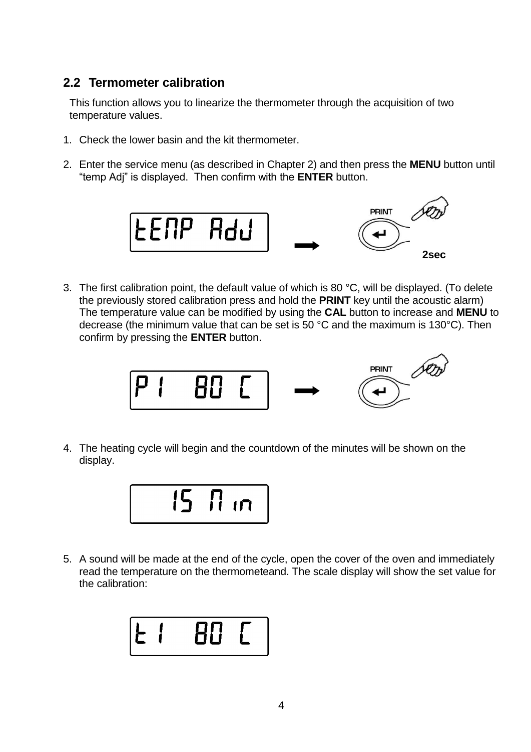## 2.2 Termometer calibration

This function allows you to linearize the thermometer through the acquisition of two temperature values.

1. Check the lower basin and the kit thermometer.

2. Enter the service menu (as described in Chapter 2) and then press the **MENU** button until “temp Adj” is displayed. Then confirm with the **ENTER** button.

   tEMP AdJ → PRINT 2sec

3. The first calibration point, the default value of which is 80 °C, will be displayed. (To delete the previously stored calibration press and hold the **PRINT** key until the acoustic alarm) The temperature value can be modified by using the **CAL** button to increase and **MENU** to decrease (the minimum value that can be set is 50 °C and the maximum is 130°C). Then confirm by pressing the **ENTER** button.

   P1 80 C → PRINT

4. The heating cycle will begin and the countdown of the minutes will be shown on the display.

   15 Min

5. A sound will be made at the end of the cycle, open the cover of the oven and immediately read the temperature on the thermometeand. The scale display will show the set value for the calibration:

   t1 80 C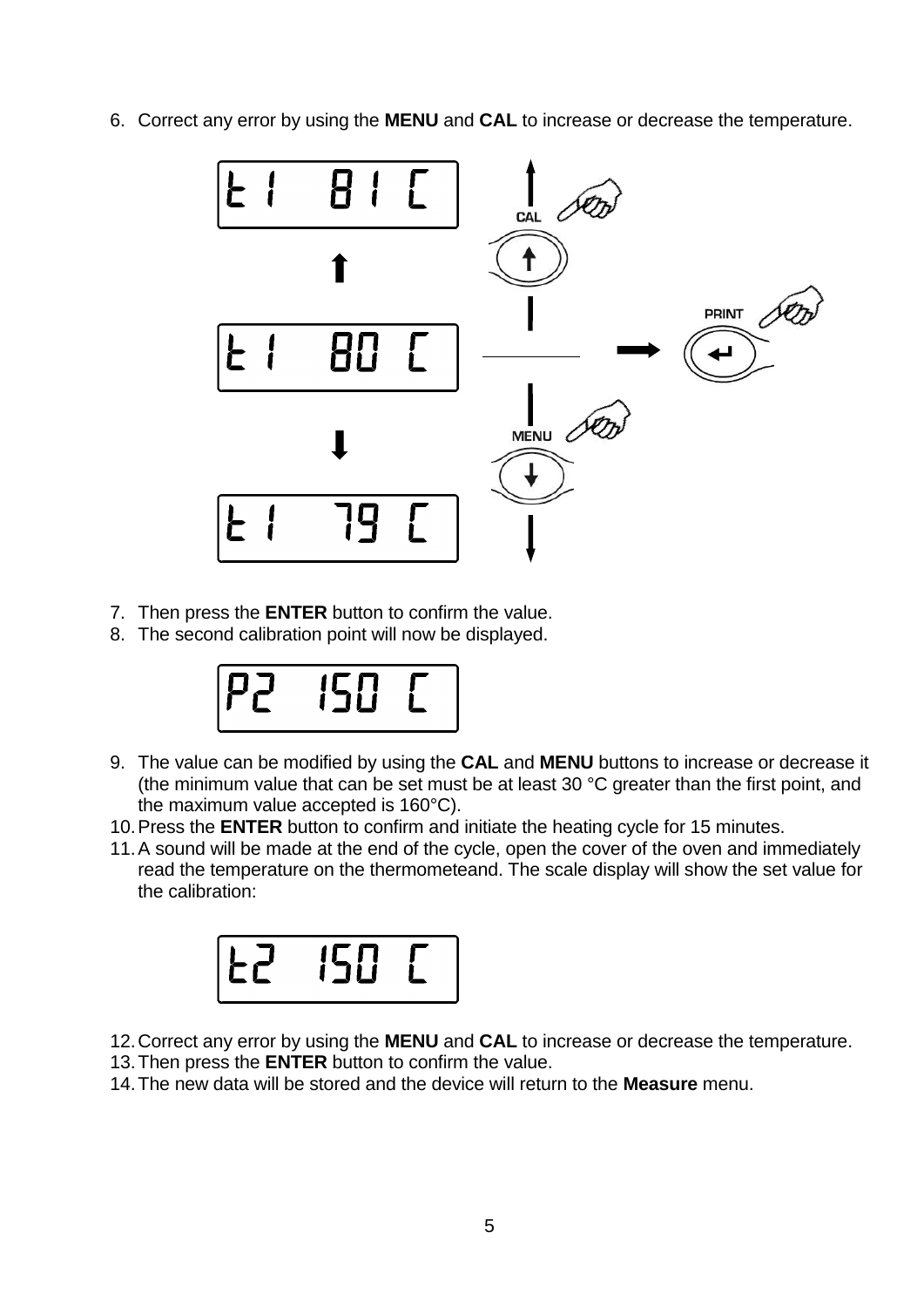6. Correct any error by using the **MENU** and **CAL** to increase or decrease the temperature.

t1 81 C

CAL

t1 80 C

PRINT

MENU

t1 79 C

7. Then press the **ENTER** button to confirm the value.
8. The second calibration point will now be displayed.

P2 150 C

9. The value can be modified by using the **CAL** and **MENU** buttons to increase or decrease it (the minimum value that can be set must be at least 30 °C greater than the first point, and the maximum value accepted is 160°C).
10. Press the **ENTER** button to confirm and initiate the heating cycle for 15 minutes.
11. A sound will be made at the end of the cycle, open the cover of the oven and immediately read the temperature on the thermometeand. The scale display will show the set value for the calibration:

t2 150 C

12. Correct any error by using the **MENU** and **CAL** to increase or decrease the temperature.
13. Then press the **ENTER** button to confirm the value.
14. The new data will be stored and the device will return to the **Measure** menu.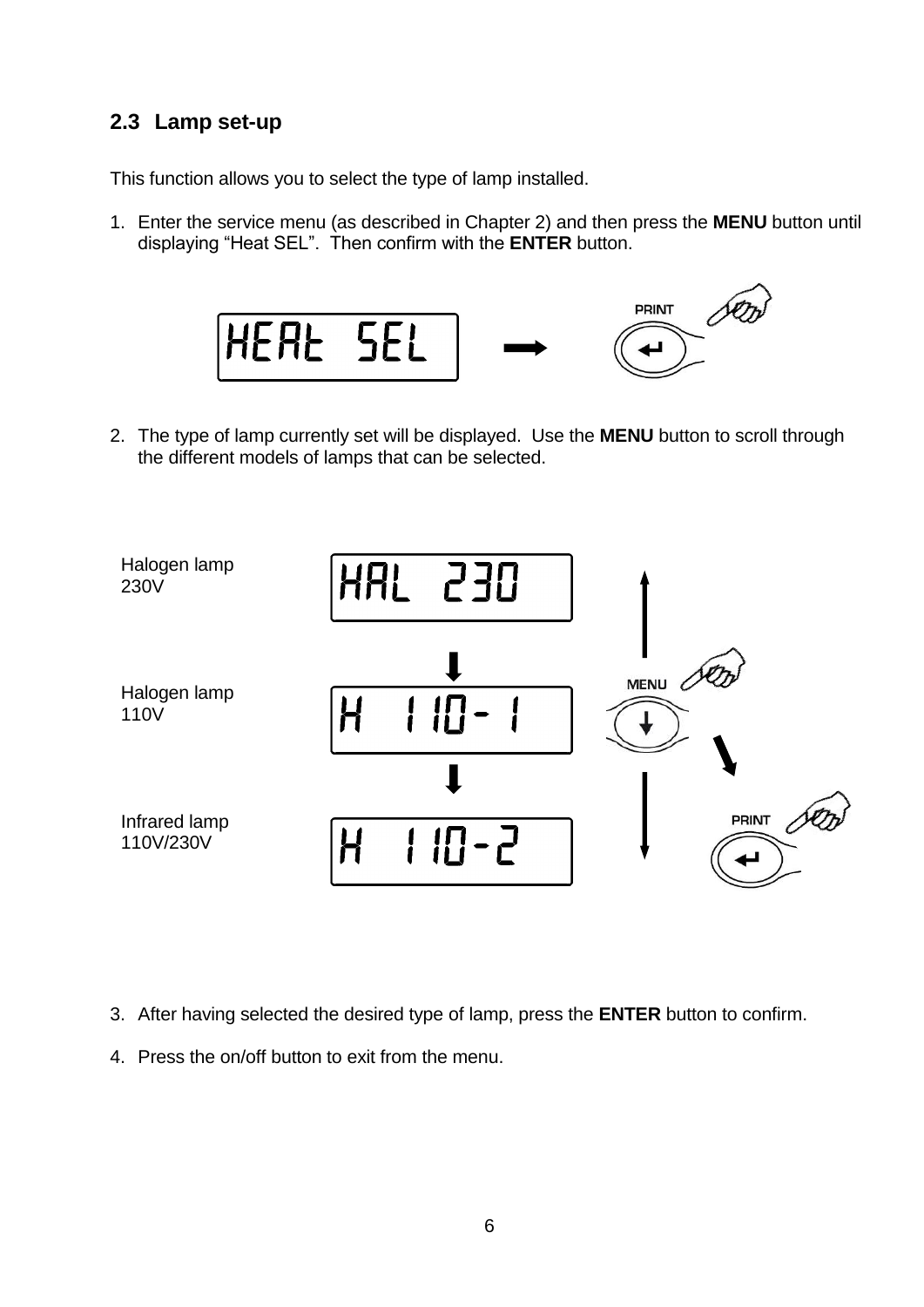## 2.3 Lamp set-up

This function allows you to select the type of lamp installed.

1. Enter the service menu (as described in Chapter 2) and then press the **MENU** button until displaying "Heat SEL". Then confirm with the **ENTER** button.

HEAt SEL → PRINT

2. The type of lamp currently set will be displayed. Use the **MENU** button to scroll through the different models of lamps that can be selected.

Halogen lamp 230V — HAL 230

Halogen lamp 110V — H 110-1

Infrared lamp 110V/230V — H 110-2

MENU

PRINT

3. After having selected the desired type of lamp, press the **ENTER** button to confirm.

4. Press the on/off button to exit from the menu.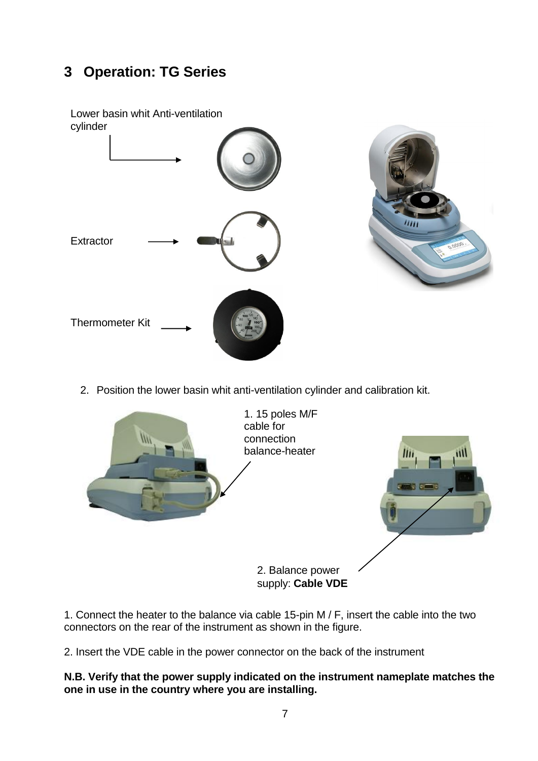# 3 Operation: TG Series

Lower basin whit Anti-ventilation cylinder

Extractor

Thermometer Kit

2. Position the lower basin whit anti-ventilation cylinder and calibration kit.

1. 15 poles M/F cable for connection balance-heater

2. Balance power supply: **Cable VDE**

1. Connect the heater to the balance via cable 15-pin M / F, insert the cable into the two connectors on the rear of the instrument as shown in the figure.

2. Insert the VDE cable in the power connector on the back of the instrument

**N.B. Verify that the power supply indicated on the instrument nameplate matches the one in use in the country where you are installing.**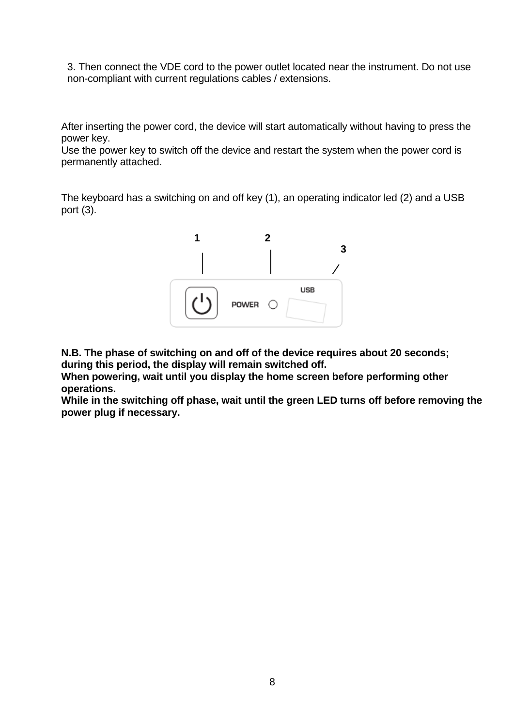3. Then connect the VDE cord to the power outlet located near the instrument. Do not use non-compliant with current regulations cables / extensions.

After inserting the power cord, the device will start automatically without having to press the power key.
Use the power key to switch off the device and restart the system when the power cord is permanently attached.

The keyboard has a switching on and off key (1), an operating indicator led (2) and a USB port (3).

**N.B. The phase of switching on and off of the device requires about 20 seconds; during this period, the display will remain switched off.**
**When powering, wait until you display the home screen before performing other operations.**
**While in the switching off phase, wait until the green LED turns off before removing the power plug if necessary.**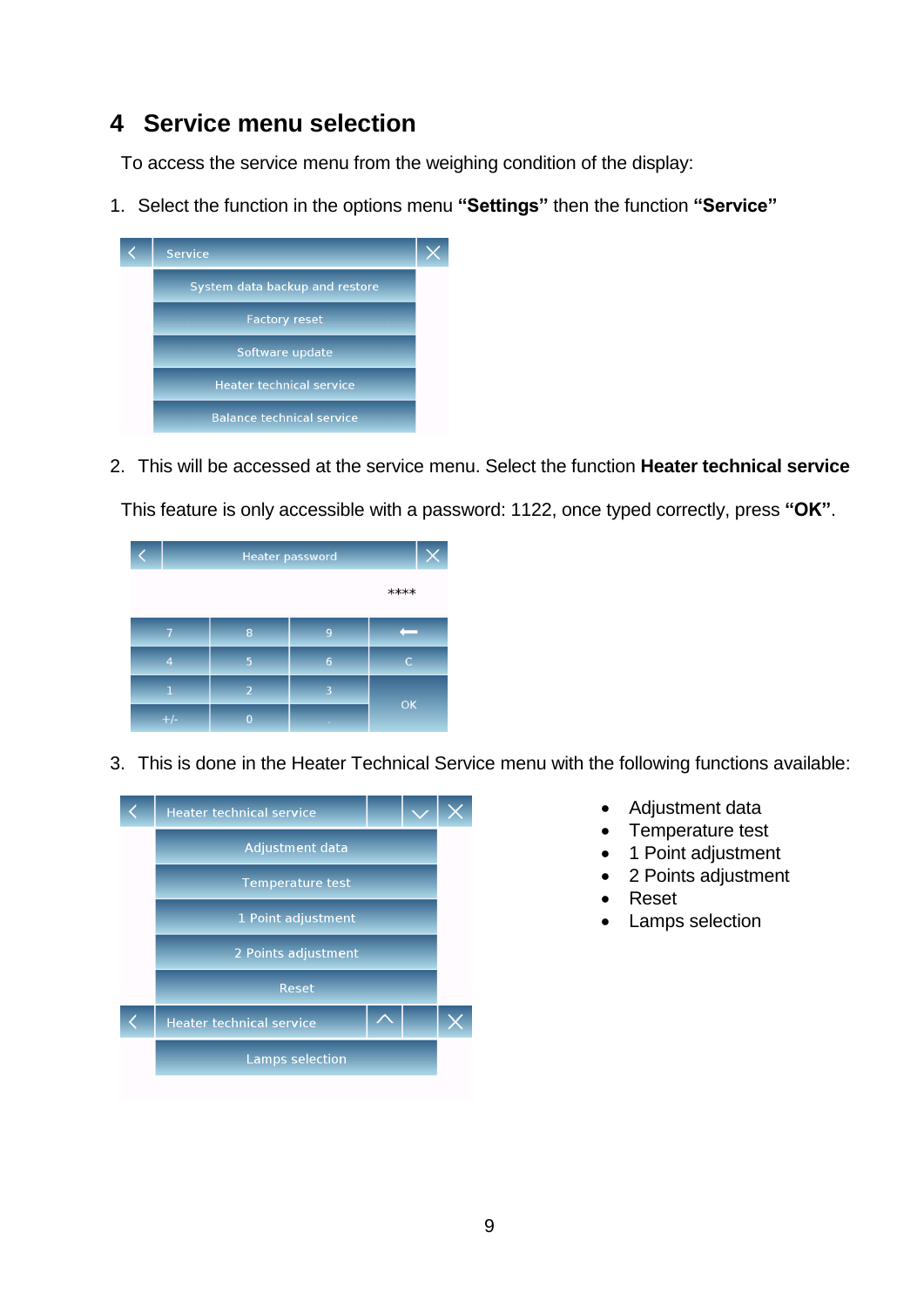# 4 Service menu selection

To access the service menu from the weighing condition of the display:

1. Select the function in the options menu **“Settings”** then the function **“Service”**

2. This will be accessed at the service menu. Select the function **Heater technical service**

This feature is only accessible with a password: 1122, once typed correctly, press **“OK”**.

3. This is done in the Heater Technical Service menu with the following functions available:

- Adjustment data
- Temperature test
- 1 Point adjustment
- 2 Points adjustment
- Reset
- Lamps selection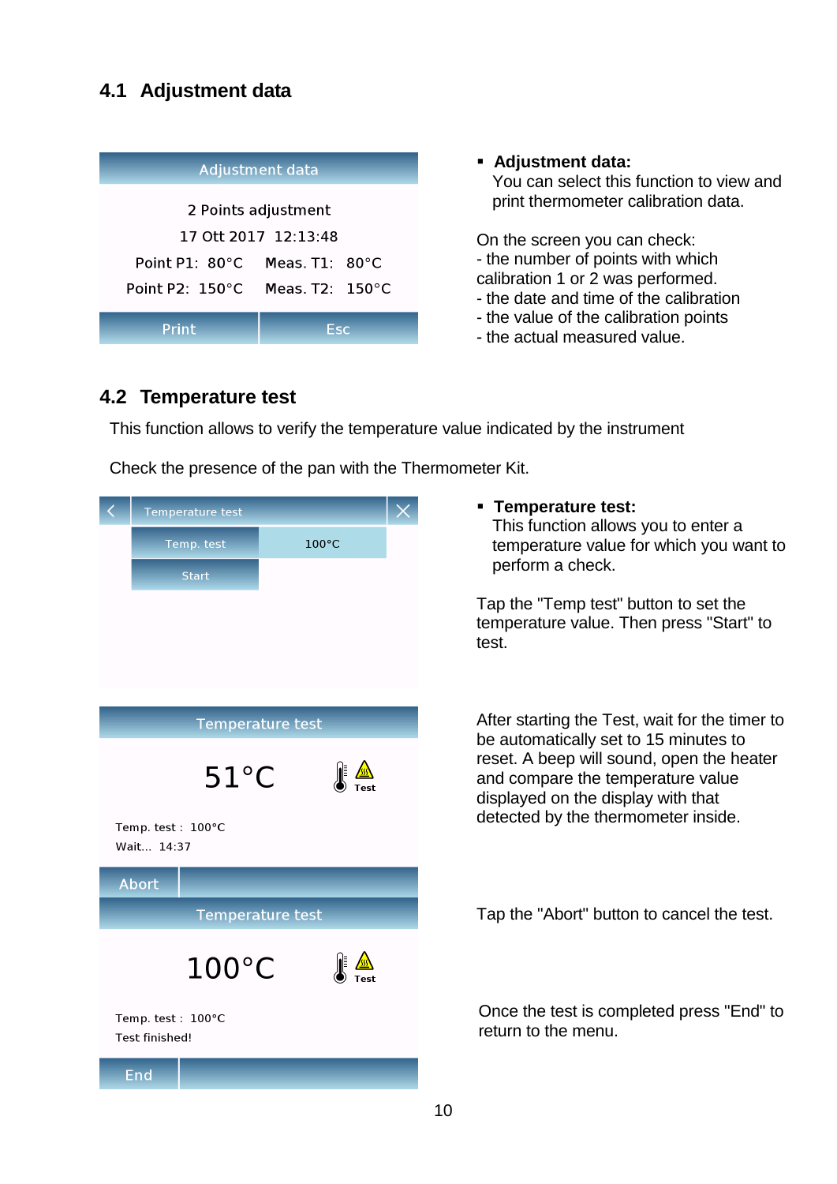## 4.1 Adjustment data

Adjustment data

2 Points adjustment

17 Ott 2017 12:13:48

Point P1: 80°C Meas. T1: 80°C

Point P2: 150°C Meas. T2: 150°C

Print | Esc

- **Adjustment data:**
  You can select this function to view and print thermometer calibration data.

On the screen you can check:
- the number of points with which calibration 1 or 2 was performed.
- the date and time of the calibration
- the value of the calibration points
- the actual measured value.

## 4.2 Temperature test

This function allows to verify the temperature value indicated by the instrument

Check the presence of the pan with the Thermometer Kit.

Temperature test

Temp. test | 100°C

Start

- **Temperature test:**
  This function allows you to enter a temperature value for which you want to perform a check.

Tap the "Temp test" button to set the temperature value. Then press "Start" to test.

Temperature test

51°C Test

Temp. test : 100°C

Wait... 14:37

Abort

After starting the Test, wait for the timer to be automatically set to 15 minutes to reset. A beep will sound, open the heater and compare the temperature value displayed on the display with that detected by the thermometer inside.

Tap the "Abort" button to cancel the test.

Temperature test

100°C Test

Temp. test : 100°C

Test finished!

End

Once the test is completed press "End" to return to the menu.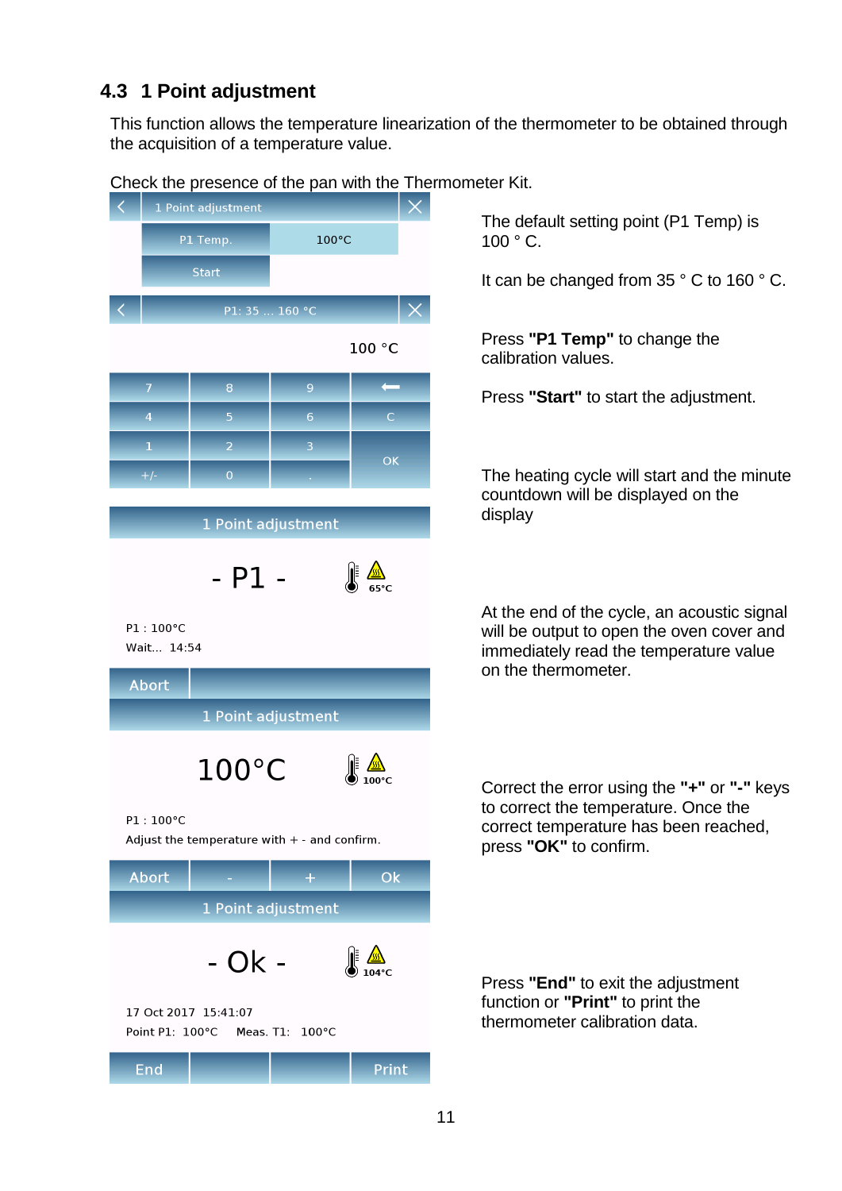## 4.3 1 Point adjustment

This function allows the temperature linearization of the thermometer to be obtained through the acquisition of a temperature value.

Check the presence of the pan with the Thermometer Kit.

1 Point adjustment

P1 Temp. | 100°C

Start

P1: 35 ... 160 °C

100 °C

| 7 | 8 | 9 | ⟵ |
|---|---|---|---|
| 4 | 5 | 6 | C |
| 1 | 2 | 3 | OK |
| +/- | 0 | . | |

The default setting point (P1 Temp) is 100 ° C.

It can be changed from 35 ° C to 160 ° C.

Press **"P1 Temp"** to change the calibration values.

Press **"Start"** to start the adjustment.

1 Point adjustment

- P1 -

65°C

P1 : 100°C

Wait... 14:54

Abort

The heating cycle will start and the minute countdown will be displayed on the display

1 Point adjustment

100°C

100°C

P1 : 100°C

Adjust the temperature with + - and confirm.

Abort | - | + | Ok

At the end of the cycle, an acoustic signal will be output to open the oven cover and immediately read the temperature value on the thermometer.

Correct the error using the **"+"** or **"-"** keys to correct the temperature. Once the correct temperature has been reached, press **"OK"** to confirm.

1 Point adjustment

- Ok -

104°C

17 Oct 2017 15:41:07

Point P1: 100°C Meas. T1: 100°C

End | Print

Press **"End"** to exit the adjustment function or **"Print"** to print the thermometer calibration data.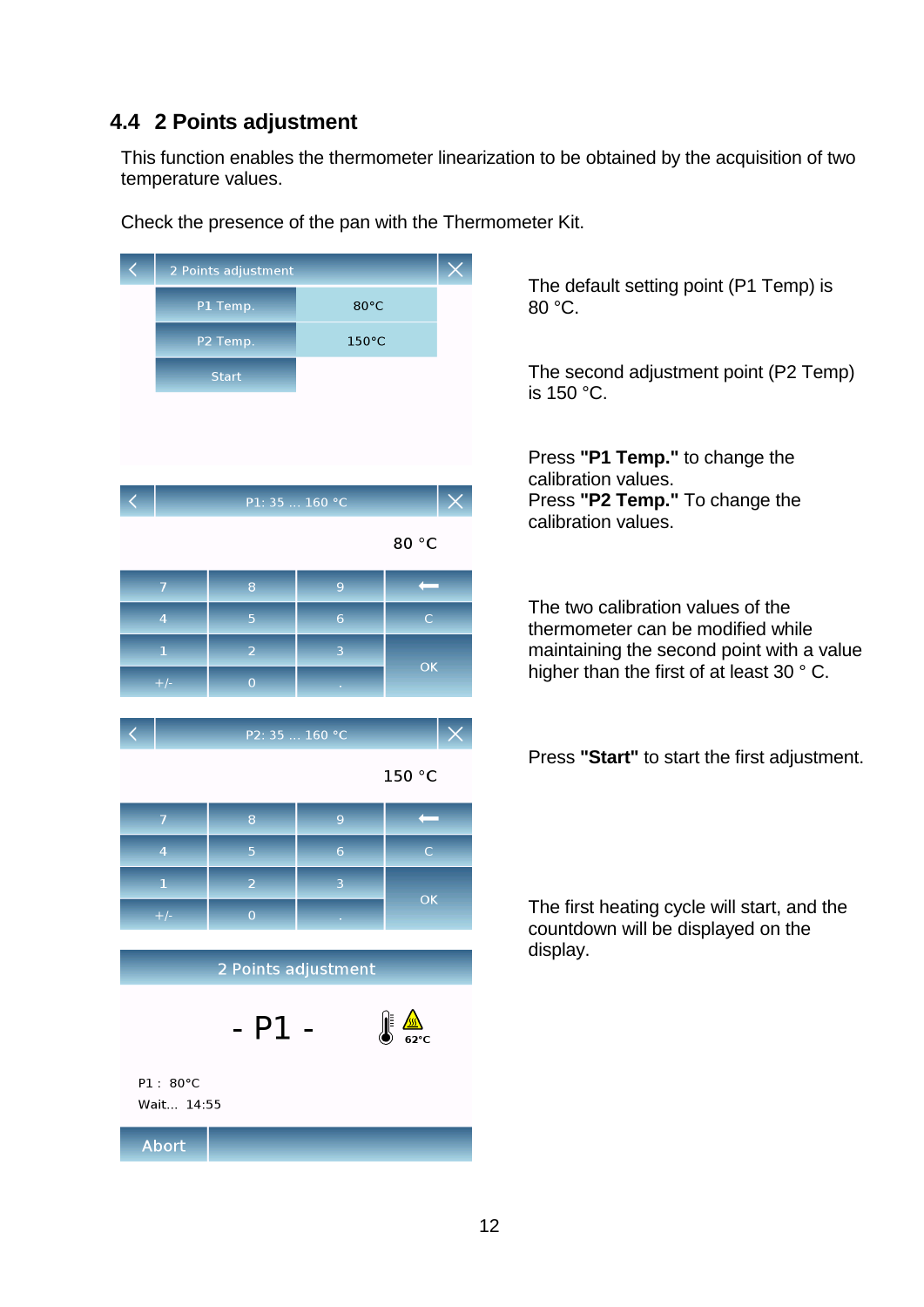## 4.4 2 Points adjustment

This function enables the thermometer linearization to be obtained by the acquisition of two temperature values.

Check the presence of the pan with the Thermometer Kit.

| 2 Points adjustment | |
|---|---|
| P1 Temp. | 80°C |
| P2 Temp. | 150°C |
| Start | |

The default setting point (P1 Temp) is 80 °C.

The second adjustment point (P2 Temp) is 150 °C.

P1: 35 ... 160 °C

80 °C

| | | | |
|---|---|---|---|
| 7 | 8 | 9 | ⟵ |
| 4 | 5 | 6 | C |
| 1 | 2 | 3 | OK |
| +/- | 0 | . | |

Press **"P1 Temp."** to change the calibration values.
Press **"P2 Temp."** To change the calibration values.

The two calibration values of the thermometer can be modified while maintaining the second point with a value higher than the first of at least 30 ° C.

P2: 35 ... 160 °C

150 °C

| | | | |
|---|---|---|---|
| 7 | 8 | 9 | ⟵ |
| 4 | 5 | 6 | C |
| 1 | 2 | 3 | OK |
| +/- | 0 | . | |

Press **"Start"** to start the first adjustment.

2 Points adjustment

- P1 -

62°C

P1 : 80°C
Wait... 14:55

Abort

The first heating cycle will start, and the countdown will be displayed on the display.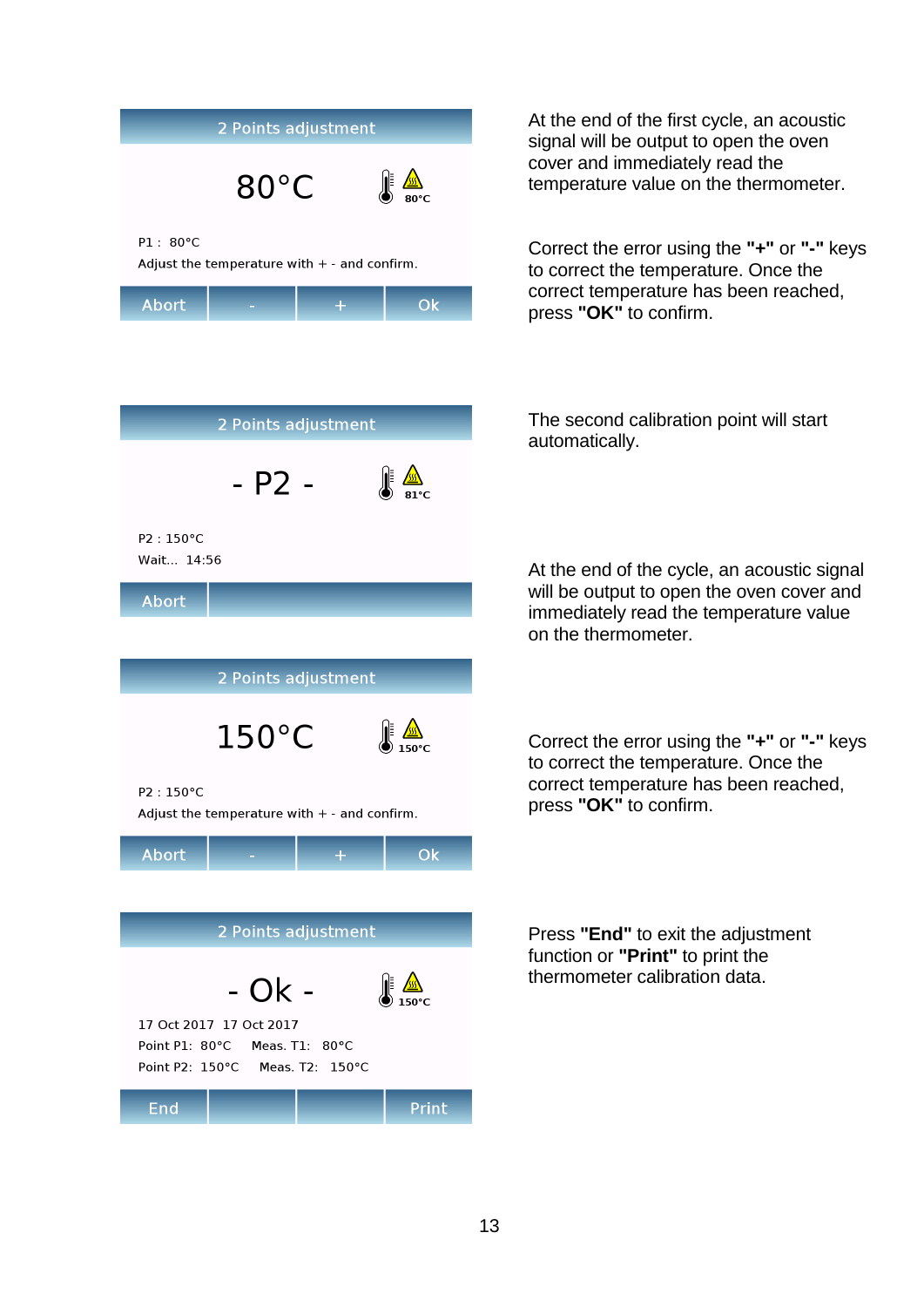**2 Points adjustment**

80°C

80°C

P1 : 80°C

Adjust the temperature with + - and confirm.

| Abort | - | + | Ok |
|---|---|---|---|

At the end of the first cycle, an acoustic signal will be output to open the oven cover and immediately read the temperature value on the thermometer.

Correct the error using the **"+"** or **"-"** keys to correct the temperature. Once the correct temperature has been reached, press **"OK"** to confirm.

**2 Points adjustment**

- P2 -

81°C

P2 : 150°C

Wait... 14:56

| Abort |
|---|

The second calibration point will start automatically.

At the end of the cycle, an acoustic signal will be output to open the cover and immediately read the temperature value on the thermometer.

**2 Points adjustment**

150°C

150°C

P2 : 150°C

Adjust the temperature with + - and confirm.

| Abort | - | + | Ok |
|---|---|---|---|

Correct the error using the **"+"** or **"-"** keys to correct the temperature. Once the correct temperature has been reached, press **"OK"** to confirm.

**2 Points adjustment**

- Ok -

150°C

17 Oct 2017 17 Oct 2017

Point P1: 80°C Meas. T1: 80°C

Point P2: 150°C Meas. T2: 150°C

| End | | | Print |
|---|---|---|---|

Press **"End"** to exit the adjustment function or **"Print"** to print the thermometer calibration data.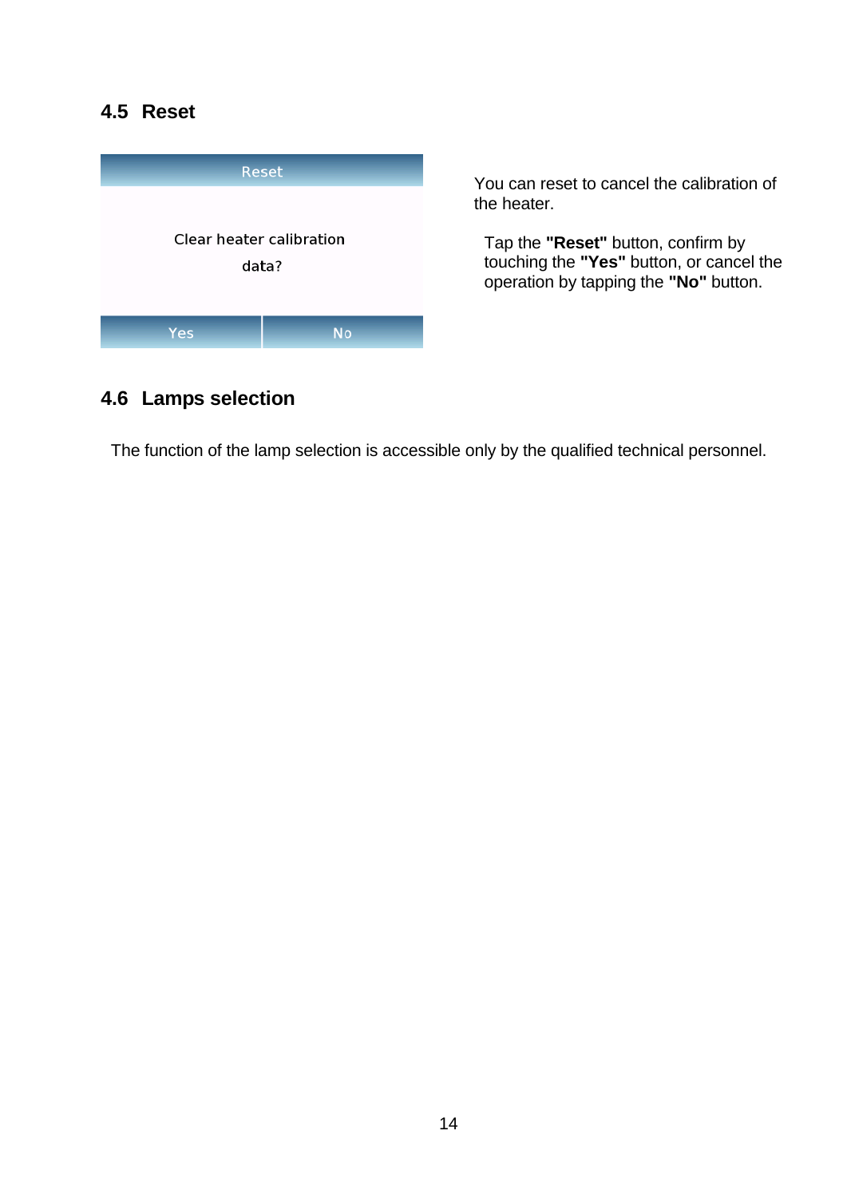## 4.5 Reset

Reset

Clear heater calibration data?

Yes | No

You can reset to cancel the calibration of the heater.

Tap the **"Reset"** button, confirm by touching the **"Yes"** button, or cancel the operation by tapping the **"No"** button.

## 4.6 Lamps selection

The function of the lamp selection is accessible only by the qualified technical personnel.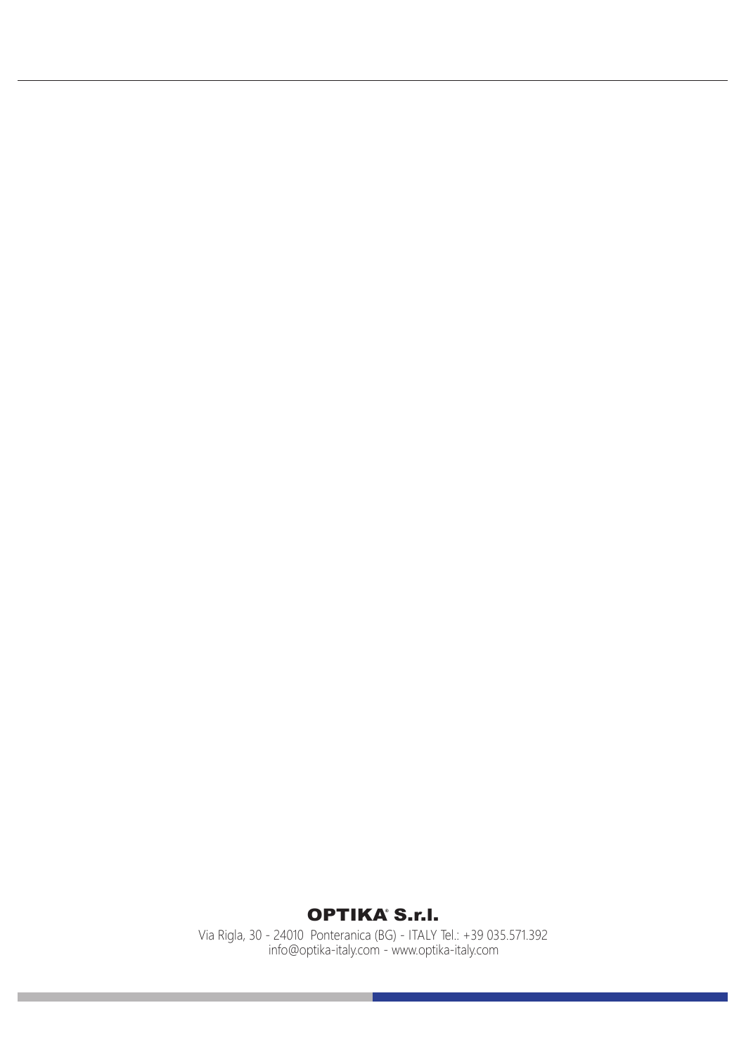**OPTIKA® S.r.l.**

Via Rigla, 30 - 24010 Ponteranica (BG) - ITALY Tel.: +39 035.571.392
info@optika-italy.com - www.optika-italy.com